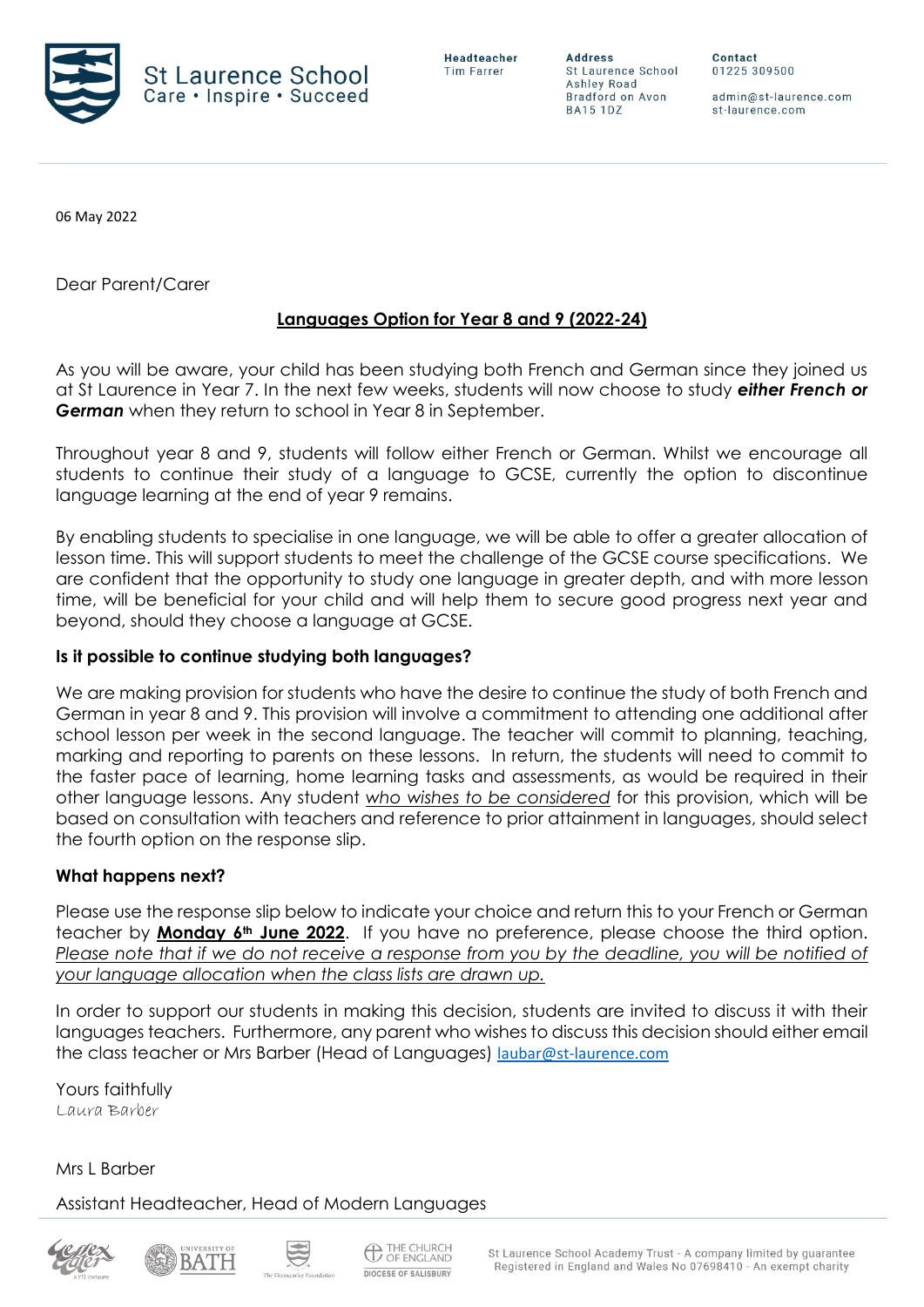St Laurence School
Care • Inspire • Succeed

**Headteacher**
Tim Farrer

**Address**
St Laurence School
Ashley Road
Bradford on Avon
BA15 1DZ

**Contact**
01225 309500

admin@st-laurence.com
st-laurence.com

06 May 2022

Dear Parent/Carer

**Languages Option for Year 8 and 9 (2022-24)**

As you will be aware, your child has been studying both French and German since they joined us at St Laurence in Year 7. In the next few weeks, students will now choose to study ***either French or German*** when they return to school in Year 8 in September.

Throughout year 8 and 9, students will follow either French or German. Whilst we encourage all students to continue their study of a language to GCSE, currently the option to discontinue language learning at the end of year 9 remains.

By enabling students to specialise in one language, we will be able to offer a greater allocation of lesson time. This will support students to meet the challenge of the GCSE course specifications. We are confident that the opportunity to study one language in greater depth, and with more lesson time, will be beneficial for your child and will help them to secure good progress next year and beyond, should they choose a language at GCSE.

**Is it possible to continue studying both languages?**

We are making provision for students who have the desire to continue the study of both French and German in year 8 and 9. This provision will involve a commitment to attending one additional after school lesson per week in the second language. The teacher will commit to planning, teaching, marking and reporting to parents on these lessons. In return, the students will need to commit to the faster pace of learning, home learning tasks and assessments, as would be required in their other language lessons. Any student _who wishes to be considered_ for this provision, which will be based on consultation with teachers and reference to prior attainment in languages, should select the fourth option on the response slip.

**What happens next?**

Please use the response slip below to indicate your choice and return this to your French or German teacher by **Monday 6th June 2022**. If you have no preference, please choose the third option. _Please note that if we do not receive a response from you by the deadline, you will be notified of your language allocation when the class lists are drawn up._

In order to support our students in making this decision, students are invited to discuss it with their languages teachers. Furthermore, any parent who wishes to discuss this decision should either email the class teacher or Mrs Barber (Head of Languages) laubar@st-laurence.com

Yours faithfully
Laura Barber

Mrs L Barber

Assistant Headteacher, Head of Modern Languages

St Laurence School Academy Trust - A company limited by guarantee
Registered in England and Wales No 07698410 - An exempt charity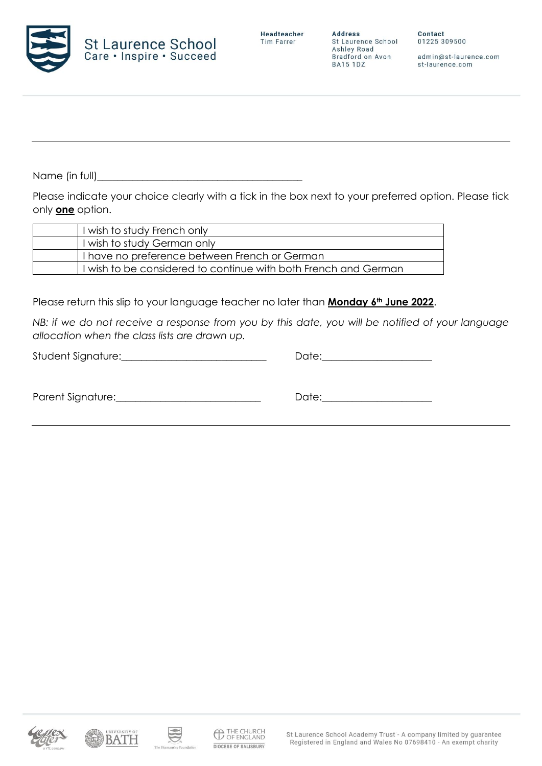Name (in full)\_\_\_\_\_\_\_\_\_\_\_\_\_\_\_\_\_\_\_\_\_\_\_\_\_\_\_\_\_\_\_\_\_\_\_\_\_\_\_\_

Please indicate your choice clearly with a tick in the box next to your preferred option. Please tick only **one** option.

| | |
|---|---|
| | I wish to study French only |
| | I wish to study German only |
| | I have no preference between French or German |
| | I wish to be considered to continue with both French and German |

Please return this slip to your language teacher no later than **Monday 6th June 2022**.

*NB: if we do not receive a response from you by this date, you will be notified of your language allocation when the class lists are drawn up.*

Student Signature:\_\_\_\_\_\_\_\_\_\_\_\_\_\_\_\_\_\_\_\_\_\_\_\_\_\_\_\_ Date:\_\_\_\_\_\_\_\_\_\_\_\_\_\_\_\_\_\_\_\_\_

Parent Signature:\_\_\_\_\_\_\_\_\_\_\_\_\_\_\_\_\_\_\_\_\_\_\_\_\_\_\_\_ Date:\_\_\_\_\_\_\_\_\_\_\_\_\_\_\_\_\_\_\_\_\_